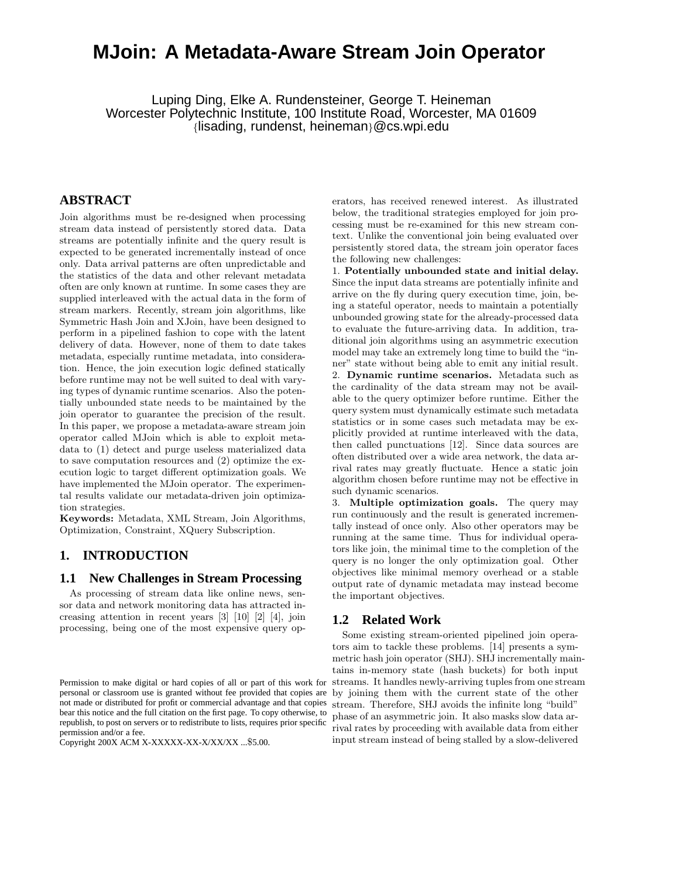# MJoin: A Metadata-Aware Stream Join Operator

Luping Ding, Elke A. Rundensteiner, George T. Heineman
Worcester Polytechnic Institute, 100 Institute Road, Worcester, MA 01609
{lisading, rundenst, heineman}@cs.wpi.edu

## ABSTRACT

Join algorithms must be re-designed when processing stream data instead of persistently stored data. Data streams are potentially infinite and the query result is expected to be generated incrementally instead of once only. Data arrival patterns are often unpredictable and the statistics of the data and other relevant metadata often are only known at runtime. In some cases they are supplied interleaved with the actual data in the form of stream markers. Recently, stream join algorithms, like Symmetric Hash Join and XJoin, have been designed to perform in a pipelined fashion to cope with the latent delivery of data. However, none of them to date takes metadata, especially runtime metadata, into consideration. Hence, the join execution logic defined statically before runtime may not be well suited to deal with varying types of dynamic runtime scenarios. Also the potentially unbounded state needs to be maintained by the join operator to guarantee the precision of the result. In this paper, we propose a metadata-aware stream join operator called MJoin which is able to exploit metadata to (1) detect and purge useless materialized data to save computation resources and (2) optimize the execution logic to target different optimization goals. We have implemented the MJoin operator. The experimental results validate our metadata-driven join optimization strategies.

**Keywords:** Metadata, XML Stream, Join Algorithms, Optimization, Constraint, XQuery Subscription.

## 1. INTRODUCTION

### 1.1 New Challenges in Stream Processing

As processing of stream data like online news, sensor data and network monitoring data has attracted increasing attention in recent years [3] [10] [2] [4], join processing, being one of the most expensive query operators, has received renewed interest. As illustrated below, the traditional strategies employed for join processing must be re-examined for this new stream context. Unlike the conventional join being evaluated over persistently stored data, the stream join operator faces the following new challenges:

1. **Potentially unbounded state and initial delay.** Since the input data streams are potentially infinite and arrive on the fly during query execution time, join, being a stateful operator, needs to maintain a potentially unbounded growing state for the already-processed data to evaluate the future-arriving data. In addition, traditional join algorithms using an asymmetric execution model may take an extremely long time to build the "inner" state without being able to emit any initial result.
2. **Dynamic runtime scenarios.** Metadata such as the cardinality of the data stream may not be available to the query optimizer before runtime. Either the query system must dynamically estimate such metadata statistics or in some cases such metadata may be explicitly provided at runtime interleaved with the data, then called punctuations [12]. Since data sources are often distributed over a wide area network, the data arrival rates may greatly fluctuate. Hence a static join algorithm chosen before runtime may not be effective in such dynamic scenarios.
3. **Multiple optimization goals.** The query may run continuously and the result is generated incrementally instead of once only. Also other operators may be running at the same time. Thus for individual operators like join, the minimal time to the completion of the query is no longer the only optimization goal. Other objectives like minimal memory overhead or a stable output rate of dynamic metadata may instead become the important objectives.

### 1.2 Related Work

Some existing stream-oriented pipelined join operators aim to tackle these problems. [14] presents a symmetric hash join operator (SHJ). SHJ incrementally maintains in-memory state (hash buckets) for both input streams. It handles newly-arriving tuples from one stream by joining them with the current state of the other stream. Therefore, SHJ avoids the infinite long "build" phase of an asymmetric join. It also masks slow data arrival rates by proceeding with available data from either input stream instead of being stalled by a slow-delivered

Permission to make digital or hard copies of all or part of this work for personal or classroom use is granted without fee provided that copies are not made or distributed for profit or commercial advantage and that copies bear this notice and the full citation on the first page. To copy otherwise, to republish, to post on servers or to redistribute to lists, requires prior specific permission and/or a fee.
Copyright 200X ACM X-XXXXX-XX-X/XX/XX ...$5.00.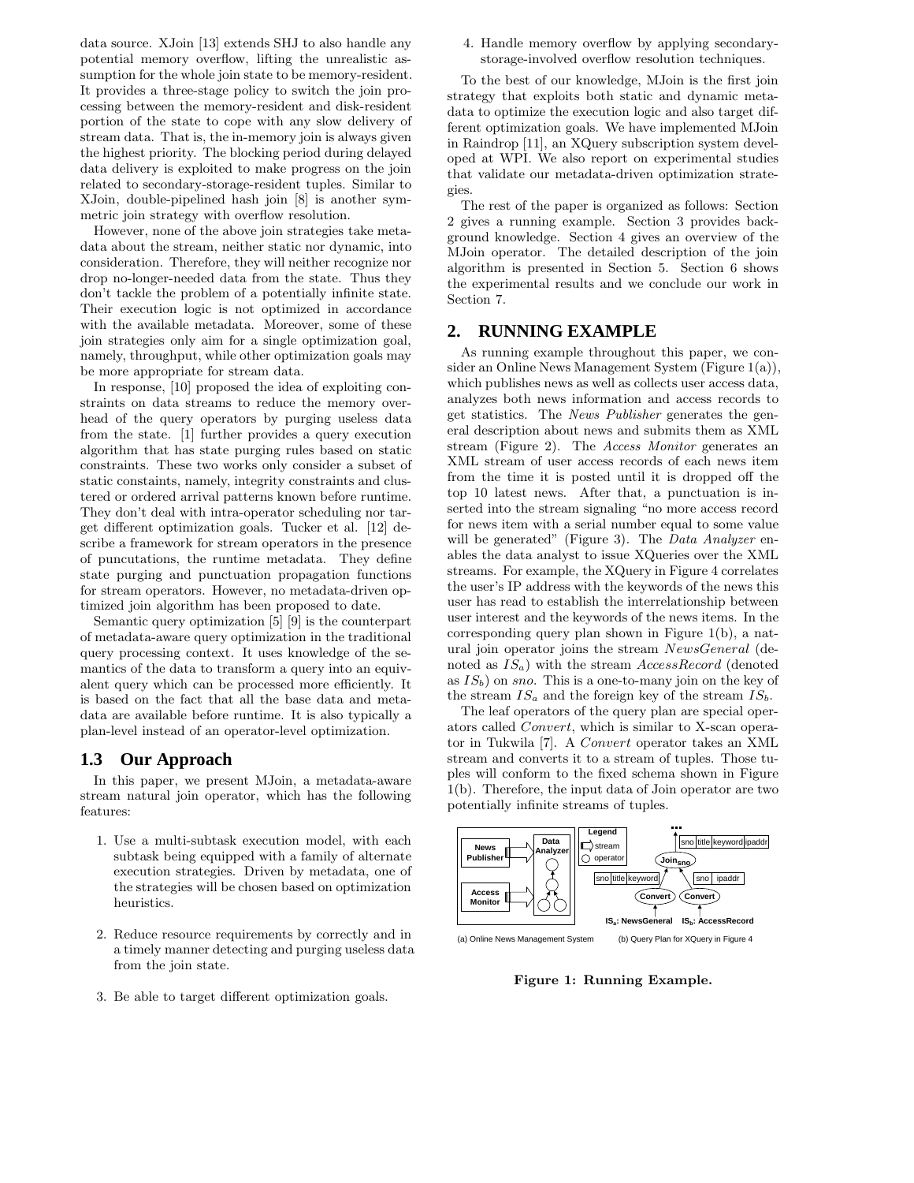data source. XJoin [13] extends SHJ to also handle any potential memory overflow, lifting the unrealistic assumption for the whole join state to be memory-resident. It provides a three-stage policy to switch the join processing between the memory-resident and disk-resident portion of the state to cope with any slow delivery of stream data. That is, the in-memory join is always given the highest priority. The blocking period during delayed data delivery is exploited to make progress on the join related to secondary-storage-resident tuples. Similar to XJoin, double-pipelined hash join [8] is another symmetric join strategy with overflow resolution.

However, none of the above join strategies take metadata about the stream, neither static nor dynamic, into consideration. Therefore, they will neither recognize nor drop no-longer-needed data from the state. Thus they don't tackle the problem of a potentially infinite state. Their execution logic is not optimized in accordance with the available metadata. Moreover, some of these join strategies only aim for a single optimization goal, namely, throughput, while other optimization goals may be more appropriate for stream data.

In response, [10] proposed the idea of exploiting constraints on data streams to reduce the memory overhead of the query operators by purging useless data from the state. [1] further provides a query execution algorithm that has state purging rules based on static constraints. These two works only consider a subset of static constaints, namely, integrity constraints and clustered or ordered arrival patterns known before runtime. They don't deal with intra-operator scheduling nor target different optimization goals. Tucker et al. [12] describe a framework for stream operators in the presence of puncutations, the runtime metadata. They define state purging and punctuation propagation functions for stream operators. However, no metadata-driven optimized join algorithm has been proposed to date.

Semantic query optimization [5] [9] is the counterpart of metadata-aware query optimization in the traditional query processing context. It uses knowledge of the semantics of the data to transform a query into an equivalent query which can be processed more efficiently. It is based on the fact that all the base data and metadata are available before runtime. It is also typically a plan-level instead of an operator-level optimization.

### 1.3 Our Approach

In this paper, we present MJoin, a metadata-aware stream natural join operator, which has the following features:

1. Use a multi-subtask execution model, with each subtask being equipped with a family of alternate execution strategies. Driven by metadata, one of the strategies will be chosen based on optimization heuristics.

2. Reduce resource requirements by correctly and in a timely manner detecting and purging useless data from the join state.

3. Be able to target different optimization goals.

4. Handle memory overflow by applying secondary-storage-involved overflow resolution techniques.

To the best of our knowledge, MJoin is the first join strategy that exploits both static and dynamic metadata to optimize the execution logic and also target different optimization goals. We have implemented MJoin in Raindrop [11], an XQuery subscription system developed at WPI. We also report on experimental studies that validate our metadata-driven optimization strategies.

The rest of the paper is organized as follows: Section 2 gives a running example. Section 3 provides background knowledge. Section 4 gives an overview of the MJoin operator. The detailed description of the join algorithm is presented in Section 5. Section 6 shows the experimental results and we conclude our work in Section 7.

## 2. RUNNING EXAMPLE

As running example throughout this paper, we consider an Online News Management System (Figure 1(a)), which publishes news as well as collects user access data, analyzes both news information and access records to get statistics. The *News Publisher* generates the general description about news and submits them as XML stream (Figure 2). The *Access Monitor* generates an XML stream of user access records of each news item from the time it is posted until it is dropped off the top 10 latest news. After that, a punctuation is inserted into the stream signaling "no more access record for news item with a serial number equal to some value will be generated" (Figure 3). The *Data Analyzer* enables the data analyst to issue XQueries over the XML streams. For example, the XQuery in Figure 4 correlates the user's IP address with the keywords of the news this user has read to establish the interrelationship between user interest and the keywords of the news items. In the corresponding query plan shown in Figure 1(b), a natural join operator joins the stream *NewsGeneral* (denoted as $IS_a$) with the stream *AccessRecord* (denoted as $IS_b$) on *sno*. This is a one-to-many join on the key of the stream $IS_a$ and the foreign key of the stream $IS_b$.

The leaf operators of the query plan are special operators called *Convert*, which is similar to X-scan operator in Tukwila [7]. A *Convert* operator takes an XML stream and converts it to a stream of tuples. Those tuples will conform to the fixed schema shown in Figure 1(b). Therefore, the input data of Join operator are two potentially infinite streams of tuples.

News Publisher
Access Monitor
Data Analyzer
Legend
stream
operator
sno title keyword ipaddr
$Join_{sno}$
sno title keyword
sno ipaddr
Convert
Convert
$IS_a$: NewsGeneral
$IS_b$: AccessRecord
(a) Online News Management System
(b) Query Plan for XQuery in Figure 4

**Figure 1: Running Example.**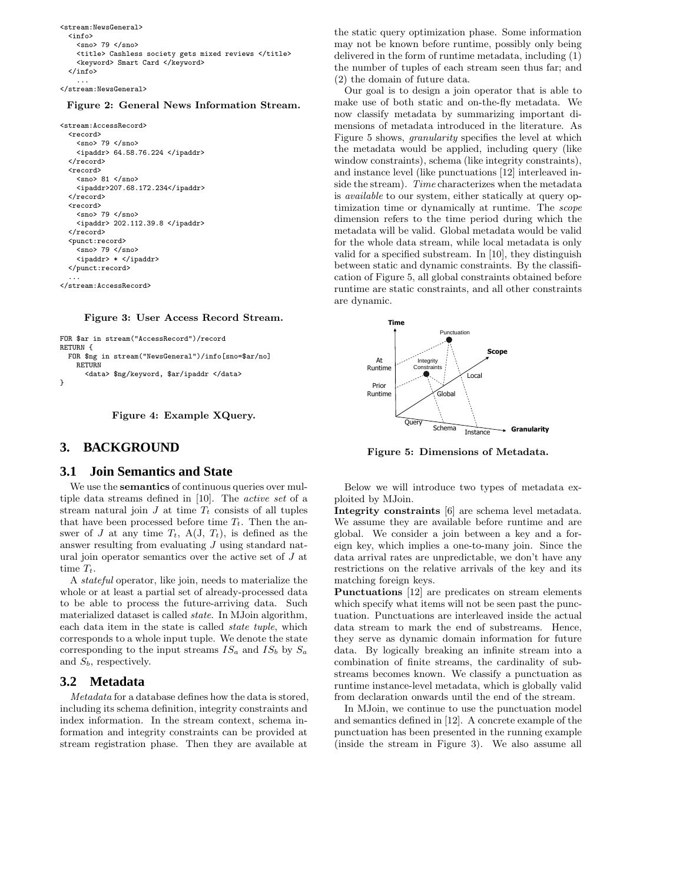```
<stream:NewsGeneral>
  <info>
    <sno> 79 </sno>
    <title> Cashless society gets mixed reviews </title>
    <keyword> Smart Card </keyword>
  </info>
    ...
</stream:NewsGeneral>
```

**Figure 2: General News Information Stream.**

```
<stream:AccessRecord>
  <record>
    <sno> 79 </sno>
    <ipaddr> 64.58.76.224 </ipaddr>
  </record>
  <record>
    <sno> 81 </sno>
    <ipaddr>207.68.172.234</ipaddr>
  </record>
  <record>
    <sno> 79 </sno>
    <ipaddr> 202.112.39.8 </ipaddr>
  </record>
  <punct:record>
    <sno> 79 </sno>
    <ipaddr> * </ipaddr>
  </punct:record>
  ...
</stream:AccessRecord>
```

**Figure 3: User Access Record Stream.**

```
FOR $ar in stream("AccessRecord")/record
RETURN {
  FOR $ng in stream("NewsGeneral")/info[sno=$ar/no]
    RETURN
      <data> $ng/keyword, $ar/ipaddr </data>
}
```

**Figure 4: Example XQuery.**

## 3. BACKGROUND

### 3.1 Join Semantics and State

We use the **semantics** of continuous queries over multiple data streams defined in [10]. The *active set* of a stream natural join $J$ at time $T_t$ consists of all tuples that have been processed before time $T_t$. Then the answer of $J$ at any time $T_t$, A(J, $T_t$), is defined as the answer resulting from evaluating $J$ using standard natural join operator semantics over the active set of $J$ at time $T_t$.

A *stateful* operator, like join, needs to materialize the whole or at least a partial set of already-processed data to be able to process the future-arriving data. Such materialized dataset is called *state*. In MJoin algorithm, each data item in the state is called *state tuple*, which corresponds to a whole input tuple. We denote the state corresponding to the input streams $IS_a$ and $IS_b$ by $S_a$ and $S_b$, respectively.

### 3.2 Metadata

*Metadata* for a database defines how the data is stored, including its schema definition, integrity constraints and index information. In the stream context, schema information and integrity constraints can be provided at stream registration phase. Then they are available at the static query optimization phase. Some information may not be known before runtime, possibly only being delivered in the form of runtime metadata, including (1) the number of tuples of each stream seen thus far; and (2) the domain of future data.

Our goal is to design a join operator that is able to make use of both static and on-the-fly metadata. We now classify metadata by summarizing important dimensions of metadata introduced in the literature. As Figure 5 shows, *granularity* specifies the level at which the metadata would be applied, including query (like window constraints), schema (like integrity constraints), and instance level (like punctuations [12] interleaved inside the stream). *Time* characterizes when the metadata is *available* to our system, either statically at query optimization time or dynamically at runtime. The *scope* dimension refers to the time period during which the metadata will be valid. Global metadata would be valid for the whole data stream, while local metadata is only valid for a specified substream. In [10], they distinguish between static and dynamic constraints. By the classification of Figure 5, all global constraints obtained before runtime are static constraints, and all other constraints are dynamic.

**Figure 5: Dimensions of Metadata.**

Below we will introduce two types of metadata exploited by MJoin.

**Integrity constraints** [6] are schema level metadata. We assume they are available before runtime and are global. We consider a join between a key and a foreign key, which implies a one-to-many join. Since the data arrival rates are unpredictable, we don't have any restrictions on the relative arrivals of the key and its matching foreign keys.

**Punctuations** [12] are predicates on stream elements which specify what items will not be seen past the punctuation. Punctuations are interleaved inside the actual data stream to mark the end of substreams. Hence, they serve as dynamic domain information for future data. By logically breaking an infinite stream into a combination of finite streams, the cardinality of substreams becomes known. We classify a punctuation as runtime instance-level metadata, which is globally valid from declaration onwards until the end of the stream.

In MJoin, we continue to use the punctuation model and semantics defined in [12]. A concrete example of the punctuation has been presented in the running example (inside the stream in Figure 3). We also assume all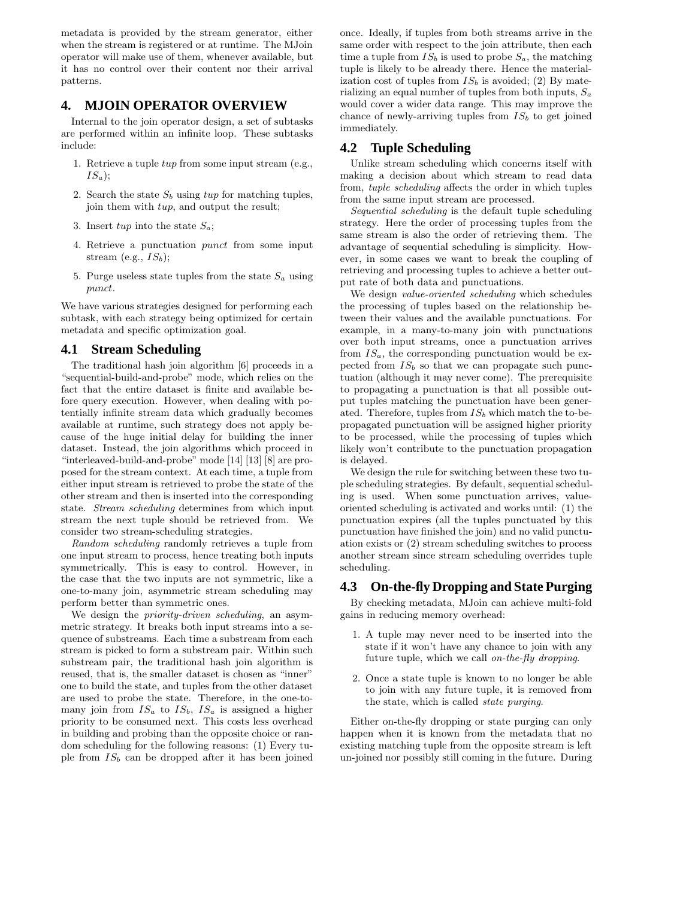metadata is provided by the stream generator, either when the stream is registered or at runtime. The MJoin operator will make use of them, whenever available, but it has no control over their content nor their arrival patterns.

# 4. MJOIN OPERATOR OVERVIEW

Internal to the join operator design, a set of subtasks are performed within an infinite loop. These subtasks include:

1. Retrieve a tuple *tup* from some input stream (e.g., $IS_a$);
2. Search the state $S_b$ using *tup* for matching tuples, join them with *tup*, and output the result;
3. Insert *tup* into the state $S_a$;
4. Retrieve a punctuation *punct* from some input stream (e.g., $IS_b$);
5. Purge useless state tuples from the state $S_a$ using *punct*.

We have various strategies designed for performing each subtask, with each strategy being optimized for certain metadata and specific optimization goal.

## 4.1 Stream Scheduling

The traditional hash join algorithm [6] proceeds in a "sequential-build-and-probe" mode, which relies on the fact that the entire dataset is finite and available before query execution. However, when dealing with potentially infinite stream data which gradually becomes available at runtime, such strategy does not apply because of the huge initial delay for building the inner dataset. Instead, the join algorithms which proceed in "interleaved-build-and-probe" mode [14] [13] [8] are proposed for the stream context. At each time, a tuple from either input stream is retrieved to probe the state of the other stream and then is inserted into the corresponding state. *Stream scheduling* determines from which input stream the next tuple should be retrieved from. We consider two stream-scheduling strategies.

*Random scheduling* randomly retrieves a tuple from one input stream to process, hence treating both inputs symmetrically. This is easy to control. However, in the case that the two inputs are not symmetric, like a one-to-many join, asymmetric stream scheduling may perform better than symmetric ones.

We design the *priority-driven scheduling*, an asymmetric strategy. It breaks both input streams into a sequence of substreams. Each time a substream from each stream is picked to form a substream pair. Within such substream pair, the traditional hash join algorithm is reused, that is, the smaller dataset is chosen as "inner" one to build the state, and tuples from the other dataset are used to probe the state. Therefore, in the one-to-many join from $IS_a$ to $IS_b$, $IS_a$ is assigned a higher priority to be consumed next. This costs less overhead in building and probing than the opposite choice or random scheduling for the following reasons: (1) Every tuple from $IS_b$ can be dropped after it has been joined once. Ideally, if tuples from both streams arrive in the same order with respect to the join attribute, then each time a tuple from $IS_b$ is used to probe $S_a$, the matching tuple is likely to be already there. Hence the materialization cost of tuples from $IS_b$ is avoided; (2) By materializing an equal number of tuples from both inputs, $S_a$ would cover a wider data range. This may improve the chance of newly-arriving tuples from $IS_b$ to get joined immediately.

## 4.2 Tuple Scheduling

Unlike stream scheduling which concerns itself with making a decision about which stream to read data from, *tuple scheduling* affects the order in which tuples from the same input stream are processed.

*Sequential scheduling* is the default tuple scheduling strategy. Here the order of processing tuples from the same stream is also the order of retrieving them. The advantage of sequential scheduling is simplicity. However, in some cases we want to break the coupling of retrieving and processing tuples to achieve a better output rate of both data and punctuations.

We design *value-oriented scheduling* which schedules the processing of tuples based on the relationship between their values and the available punctuations. For example, in a many-to-many join with punctuations over both input streams, once a punctuation arrives from $IS_a$, the corresponding punctuation would be expected from $IS_b$ so that we can propagate such punctuation (although it may never come). The prerequisite to propagating a punctuation is that all possible output tuples matching the punctuation have been generated. Therefore, tuples from $IS_b$ which match the to-be-propagated punctuation will be assigned higher priority to be processed, while the processing of tuples which likely won't contribute to the punctuation propagation is delayed.

We design the rule for switching between these two tuple scheduling strategies. By default, sequential scheduling is used. When some punctuation arrives, value-oriented scheduling is activated and works until: (1) the punctuation expires (all the tuples punctuated by this punctuation have finished the join) and no valid punctuation exists or (2) stream scheduling switches to process another stream since stream scheduling overrides tuple scheduling.

## 4.3 On-the-fly Dropping and State Purging

By checking metadata, MJoin can achieve multi-fold gains in reducing memory overhead:

1. A tuple may never need to be inserted into the state if it won't have any chance to join with any future tuple, which we call *on-the-fly dropping*.
2. Once a state tuple is known to no longer be able to join with any future tuple, it is removed from the state, which is called *state purging*.

Either on-the-fly dropping or state purging can only happen when it is known from the metadata that no existing matching tuple from the opposite stream is left un-joined nor possibly still coming in the future. During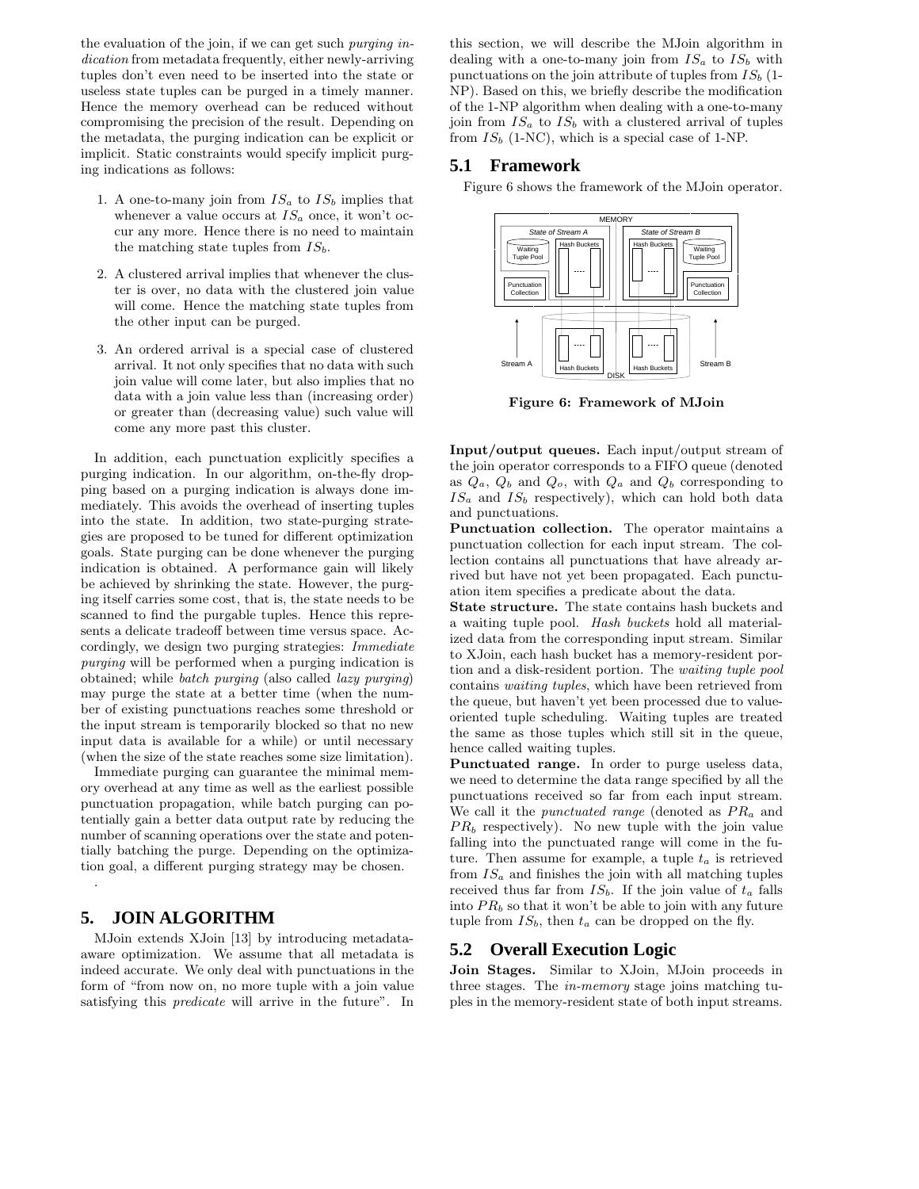the evaluation of the join, if we can get such *purging indication* from metadata frequently, either newly-arriving tuples don't even need to be inserted into the state or useless state tuples can be purged in a timely manner. Hence the memory overhead can be reduced without compromising the precision of the result. Depending on the metadata, the purging indication can be explicit or implicit. Static constraints would specify implicit purging indications as follows:

1. A one-to-many join from $IS_a$ to $IS_b$ implies that whenever a value occurs at $IS_a$ once, it won't occur any more. Hence there is no need to maintain the matching state tuples from $IS_b$.
2. A clustered arrival implies that whenever the cluster is over, no data with the clustered join value will come. Hence the matching state tuples from the other input can be purged.
3. An ordered arrival is a special case of clustered arrival. It not only specifies that no data with such join value will come later, but also implies that no data with a join value less than (increasing order) or greater than (decreasing value) such value will come any more past this cluster.

In addition, each punctuation explicitly specifies a purging indication. In our algorithm, on-the-fly dropping based on a purging indication is always done immediately. This avoids the overhead of inserting tuples into the state. In addition, two state-purging strategies are proposed to be tuned for different optimization goals. State purging can be done whenever the purging indication is obtained. A performance gain will likely be achieved by shrinking the state. However, the purging itself carries some cost, that is, the state needs to be scanned to find the purgable tuples. Hence this represents a delicate tradeoff between time versus space. Accordingly, we design two purging strategies: *Immediate purging* will be performed when a purging indication is obtained; while *batch purging* (also called *lazy purging*) may purge the state at a better time (when the number of existing punctuations reaches some threshold or the input stream is temporarily blocked so that no new input data is available for a while) or until necessary (when the size of the state reaches some size limitation).

Immediate purging can guarantee the minimal memory overhead at any time as well as the earliest possible punctuation propagation, while batch purging can potentially gain a better data output rate by reducing the number of scanning operations over the state and potentially batching the purge. Depending on the optimization goal, a different purging strategy may be chosen.

.

# 5. JOIN ALGORITHM

MJoin extends XJoin [13] by introducing metadata-aware optimization. We assume that all metadata is indeed accurate. We only deal with punctuations in the form of "from now on, no more tuple with a join value satisfying this *predicate* will arrive in the future". In this section, we will describe the MJoin algorithm in dealing with a one-to-many join from $IS_a$ to $IS_b$ with punctuations on the join attribute of tuples from $IS_b$ (1-NP). Based on this, we briefly describe the modification of the 1-NP algorithm when dealing with a one-to-many join from $IS_a$ to $IS_b$ with a clustered arrival of tuples from $IS_b$ (1-NC), which is a special case of 1-NP.

## 5.1 Framework

Figure 6 shows the framework of the MJoin operator.

MEMORY
State of Stream A
Waiting Tuple Pool
Hash Buckets
Punctuation Collection
State of Stream B
Hash Buckets
Waiting Tuple Pool
Punctuation Collection
Stream A
Hash Buckets
Hash Buckets
DISK
Stream B

**Figure 6: Framework of MJoin**

**Input/output queues.** Each input/output stream of the join operator corresponds to a FIFO queue (denoted as $Q_a$, $Q_b$ and $Q_o$, with $Q_a$ and $Q_b$ corresponding to $IS_a$ and $IS_b$ respectively), which can hold both data and punctuations.

**Punctuation collection.** The operator maintains a punctuation collection for each input stream. The collection contains all punctuations that have already arrived but have not yet been propagated. Each punctuation item specifies a predicate about the data.

**State structure.** The state contains hash buckets and a waiting tuple pool. *Hash buckets* hold all materialized data from the corresponding input stream. Similar to XJoin, each hash bucket has a memory-resident portion and a disk-resident portion. The *waiting tuple pool* contains *waiting tuples*, which have been retrieved from the queue, but haven't yet been processed due to value-oriented tuple scheduling. Waiting tuples are treated the same as those tuples which still sit in the queue, hence called waiting tuples.

**Punctuated range.** In order to purge useless data, we need to determine the data range specified by all the punctuations received so far from each input stream. We call it the *punctuated range* (denoted as $PR_a$ and $PR_b$ respectively). No new tuple with the join value falling into the punctuated range will come in the future. Then assume for example, a tuple $t_a$ is retrieved from $IS_a$ and finishes the join with all matching tuples received thus far from $IS_b$. If the join value of $t_a$ falls into $PR_b$ so that it won't be able to join with any future tuple from $IS_b$, then $t_a$ can be dropped on the fly.

## 5.2 Overall Execution Logic

**Join Stages.** Similar to XJoin, MJoin proceeds in three stages. The *in-memory* stage joins matching tuples in the memory-resident state of both input streams.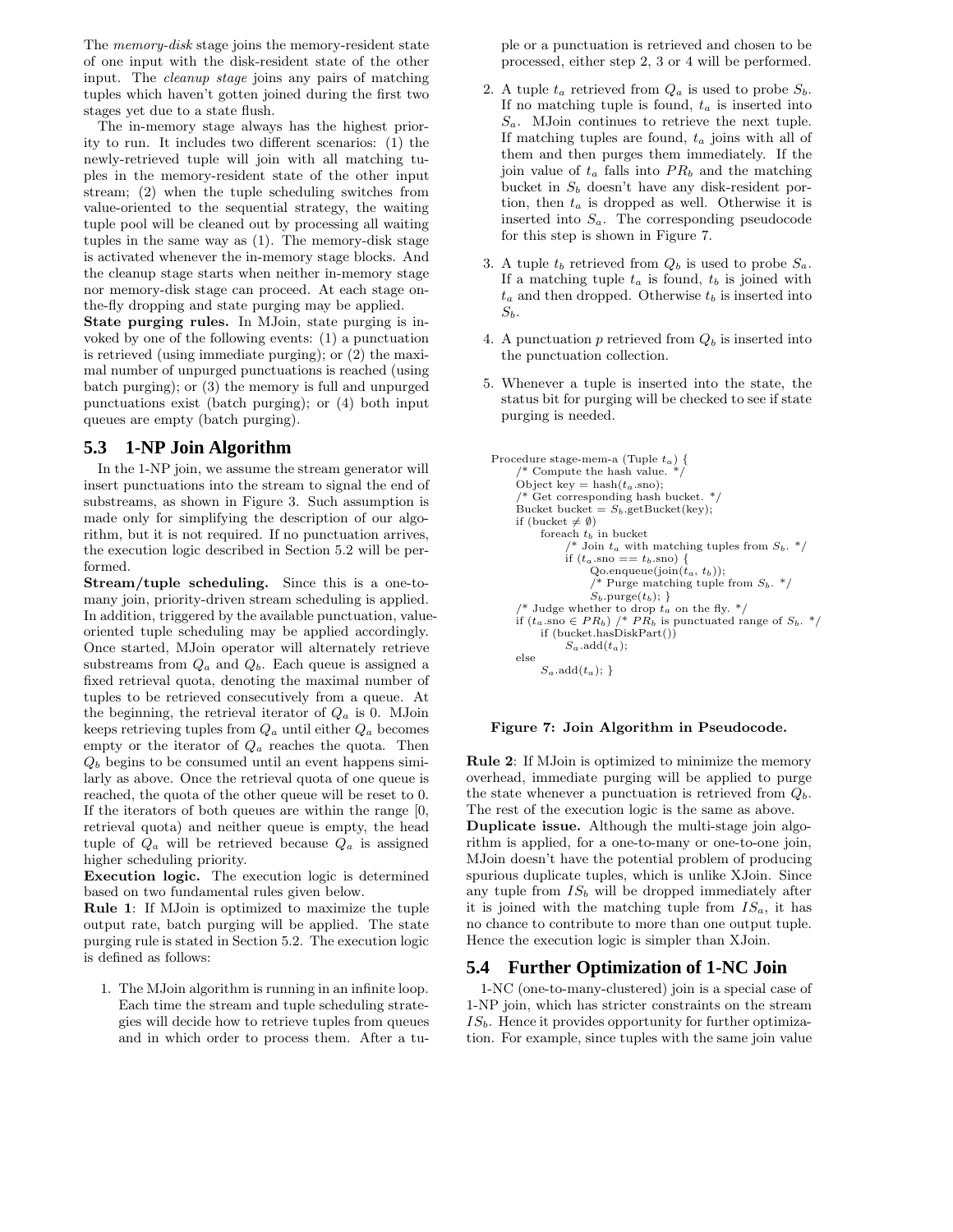The *memory-disk* stage joins the memory-resident state of one input with the disk-resident state of the other input. The *cleanup stage* joins any pairs of matching tuples which haven't gotten joined during the first two stages yet due to a state flush.

The in-memory stage always has the highest priority to run. It includes two different scenarios: (1) the newly-retrieved tuple will join with all matching tuples in the memory-resident state of the other input stream; (2) when the tuple scheduling switches from value-oriented to the sequential strategy, the waiting tuple pool will be cleaned out by processing all waiting tuples in the same way as (1). The memory-disk stage is activated whenever the in-memory stage blocks. And the cleanup stage starts when neither in-memory stage nor memory-disk stage can proceed. At each stage on-the-fly dropping and state purging may be applied.

**State purging rules.** In MJoin, state purging is invoked by one of the following events: (1) a punctuation is retrieved (using immediate purging); or (2) the maximal number of unpurged punctuations is reached (using batch purging); or (3) the memory is full and unpurged punctuations exist (batch purging); or (4) both input queues are empty (batch purging).

## 5.3 1-NP Join Algorithm

In the 1-NP join, we assume the stream generator will insert punctuations into the stream to signal the end of substreams, as shown in Figure 3. Such assumption is made only for simplifying the description of our algorithm, but it is not required. If no punctuation arrives, the execution logic described in Section 5.2 will be performed.

**Stream/tuple scheduling.** Since this is a one-to-many join, priority-driven stream scheduling is applied. In addition, triggered by the available punctuation, value-oriented tuple scheduling may be applied accordingly. Once started, MJoin operator will alternately retrieve substreams from $Q_a$ and $Q_b$. Each queue is assigned a fixed retrieval quota, denoting the maximal number of tuples to be retrieved consecutively from a queue. At the beginning, the retrieval iterator of $Q_a$ is 0. MJoin keeps retrieving tuples from $Q_a$ until either $Q_a$ becomes empty or the iterator of $Q_a$ reaches the quota. Then $Q_b$ begins to be consumed until an event happens similarly as above. Once the retrieval quota of one queue is reached, the quota of the other queue will be reset to 0. If the iterators of both queues are within the range [0, retrieval quota) and neither queue is empty, the head tuple of $Q_a$ will be retrieved because $Q_a$ is assigned higher scheduling priority.

**Execution logic.** The execution logic is determined based on two fundamental rules given below.

**Rule 1**: If MJoin is optimized to maximize the tuple output rate, batch purging will be applied. The state purging rule is stated in Section 5.2. The execution logic is defined as follows:

1. The MJoin algorithm is running in an infinite loop. Each time the stream and tuple scheduling strategies will decide how to retrieve tuples from queues and in which order to process them. After a tuple or a punctuation is retrieved and chosen to be processed, either step 2, 3 or 4 will be performed.
2. A tuple $t_a$ retrieved from $Q_a$ is used to probe $S_b$. If no matching tuple is found, $t_a$ is inserted into $S_a$. MJoin continues to retrieve the next tuple. If matching tuples are found, $t_a$ joins with all of them and then purges them immediately. If the join value of $t_a$ falls into $PR_b$ and the matching bucket in $S_b$ doesn't have any disk-resident portion, then $t_a$ is dropped as well. Otherwise it is inserted into $S_a$. The corresponding pseudocode for this step is shown in Figure 7.
3. A tuple $t_b$ retrieved from $Q_b$ is used to probe $S_a$. If a matching tuple $t_a$ is found, $t_b$ is joined with $t_a$ and then dropped. Otherwise $t_b$ is inserted into $S_b$.
4. A punctuation $p$ retrieved from $Q_b$ is inserted into the punctuation collection.
5. Whenever a tuple is inserted into the state, the status bit for purging will be checked to see if state purging is needed.

```
Procedure stage-mem-a (Tuple t_a) {
    /* Compute the hash value. */
    Object key = hash(t_a.sno);
    /* Get corresponding hash bucket. */
    Bucket bucket = S_b.getBucket(key);
    if (bucket ≠ ∅)
        foreach t_b in bucket
            /* Join t_a with matching tuples from S_b. */
            if (t_a.sno == t_b.sno) {
                Qo.enqueue(join(t_a, t_b));
                /* Purge matching tuple from S_b. */
                S_b.purge(t_b); }
    /* Judge whether to drop t_a on the fly. */
    if (t_a.sno ∈ PR_b) /* PR_b is punctuated range of S_b. */
        if (bucket.hasDiskPart())
            S_a.add(t_a);
    else
        S_a.add(t_a); }
```

**Figure 7: Join Algorithm in Pseudocode.**

**Rule 2**: If MJoin is optimized to minimize the memory overhead, immediate purging will be applied to purge the state whenever a punctuation is retrieved from $Q_b$. The rest of the execution logic is the same as above.

**Duplicate issue.** Although the multi-stage join algorithm is applied, for a one-to-many or one-to-one join, MJoin doesn't have the potential problem of producing spurious duplicate tuples, which is unlike XJoin. Since any tuple from $IS_b$ will be dropped immediately after it is joined with the matching tuple from $IS_a$, it has no chance to contribute to more than one output tuple. Hence the execution logic is simpler than XJoin.

## 5.4 Further Optimization of 1-NC Join

1-NC (one-to-many-clustered) join is a special case of 1-NP join, which has stricter constraints on the stream $IS_b$. Hence it provides opportunity for further optimization. For example, since tuples with the same join value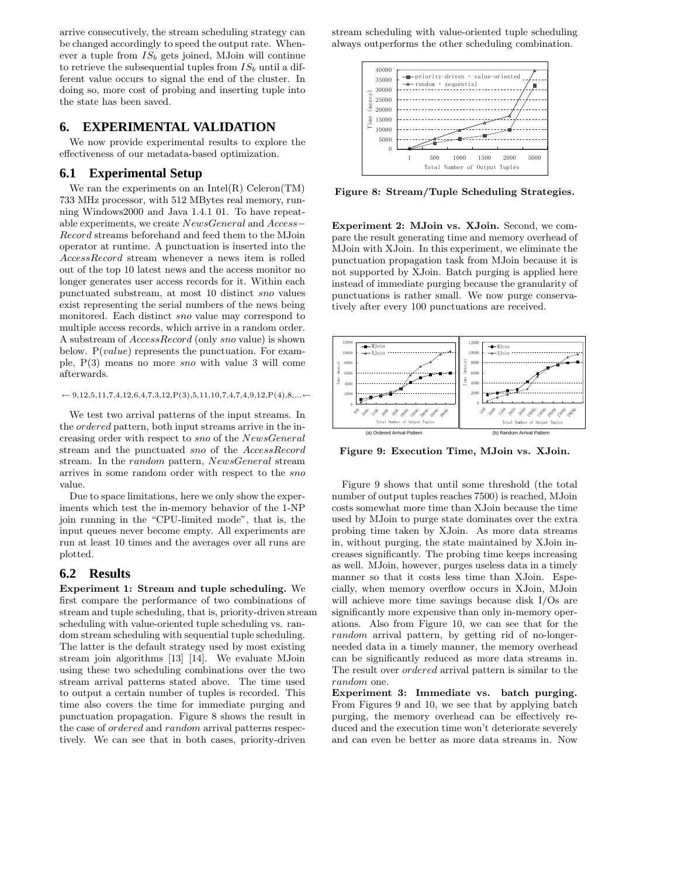arrive consecutively, the stream scheduling strategy can be changed accordingly to speed the output rate. Whenever a tuple from $IS_b$ gets joined, MJoin will continue to retrieve the subsequential tuples from $IS_b$ until a different value occurs to signal the end of the cluster. In doing so, more cost of probing and inserting tuple into the state has been saved.

# 6. EXPERIMENTAL VALIDATION

We now provide experimental results to explore the effectiveness of our metadata-based optimization.

## 6.1 Experimental Setup

We ran the experiments on an Intel(R) Celeron(TM) 733 MHz processor, with 512 MBytes real memory, running Windows2000 and Java 1.4.1 01. To have repeatable experiments, we create *NewsGeneral* and *Access−Record* streams beforehand and feed them to the MJoin operator at runtime. A punctuation is inserted into the *AccessRecord* stream whenever a news item is rolled out of the top 10 latest news and the access monitor no longer generates user access records for it. Within each punctuated substream, at most 10 distinct *sno* values exist representing the serial numbers of the news being monitored. Each distinct *sno* value may correspond to multiple access records, which arrive in a random order. A substream of *AccessRecord* (only *sno* value) is shown below. P(*value*) represents the punctuation. For example, P(3) means no more *sno* with value 3 will come afterwards.

← 9,12,5,11,7,4,12,6,4,7,3,12,P(3),5,11,10,7,4,7,4,9,12,P(4),8,...←

We test two arrival patterns of the input streams. In the *ordered* pattern, both input streams arrive in the increasing order with respect to *sno* of the *NewsGeneral* stream and the punctuated *sno* of the *AccessRecord* stream. In the *random* pattern, *NewsGeneral* stream arrives in some random order with respect to the *sno* value.

Due to space limitations, here we only show the experiments which test the in-memory behavior of the 1-NP join running in the "CPU-limited mode", that is, the input queues never become empty. All experiments are run at least 10 times and the averages over all runs are plotted.

## 6.2 Results

**Experiment 1: Stream and tuple scheduling.** We first compare the performance of two combinations of stream and tuple scheduling, that is, priority-driven stream scheduling with value-oriented tuple scheduling vs. random stream scheduling with sequential tuple scheduling. The latter is the default strategy used by most existing stream join algorithms [13] [14]. We evaluate MJoin using these two scheduling combinations over the two stream arrival patterns stated above. The time used to output a certain number of tuples is recorded. This time also covers the time for immediate purging and punctuation propagation. Figure 8 shows the result in the case of *ordered* and *random* arrival patterns respectively. We can see that in both cases, priority-driven stream scheduling with value-oriented tuple scheduling always outperforms the other scheduling combination.

**Figure 8: Stream/Tuple Scheduling Strategies.**

**Experiment 2: MJoin vs. XJoin.** Second, we compare the result generating time and memory overhead of MJoin with XJoin. In this experiment, we eliminate the punctuation propagation task from MJoin because it is not supported by XJoin. Batch purging is applied here instead of immediate purging because the granularity of punctuations is rather small. We now purge conservatively after every 100 punctuations are received.

**Figure 9: Execution Time, MJoin vs. XJoin.**

Figure 9 shows that until some threshold (the total number of output tuples reaches 7500) is reached, MJoin costs somewhat more time than XJoin because the time used by MJoin to purge state dominates over the extra probing time taken by XJoin. As more data streams in, without purging, the state maintained by XJoin increases significantly. The probing time keeps increasing as well. MJoin, however, purges useless data in a timely manner so that it costs less time than XJoin. Especially, when memory overflow occurs in XJoin, MJoin will achieve more time savings because disk I/Os are significantly more expensive than only in-memory operations. Also from Figure 10, we can see that for the *random* arrival pattern, by getting rid of no-longer-needed data in a timely manner, the memory overhead can be significantly reduced as more data streams in. The result over *ordered* arrival pattern is similar to the *random* one.

**Experiment 3: Immediate vs. batch purging.** From Figures 9 and 10, we see that by applying batch purging, the memory overhead can be effectively reduced and the execution time won't deteriorate severely and can even be better as more data streams in. Now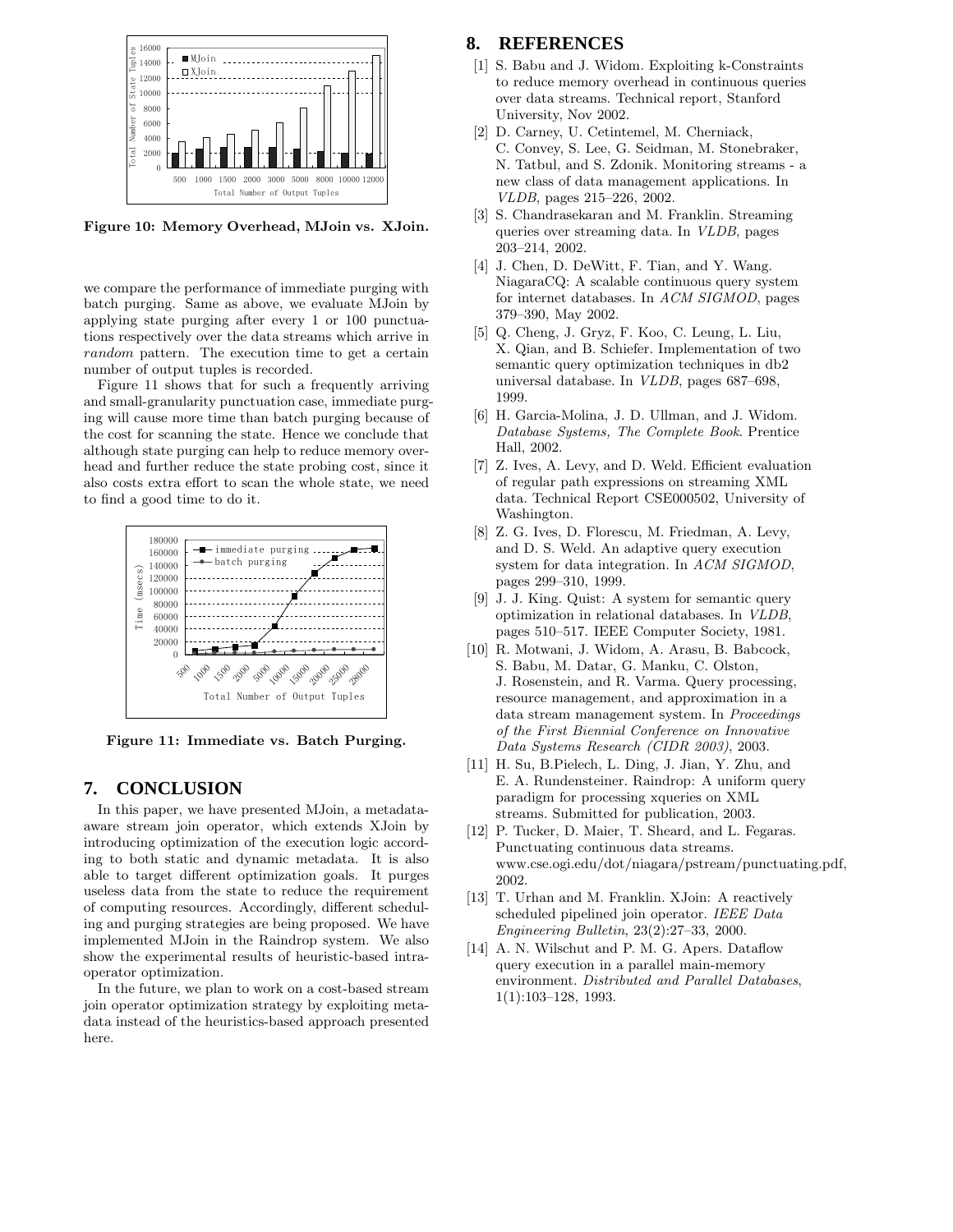16000
14000
12000
10000
8000
6000
4000
2000
0

MJoin
XJoin

Total Number of State Tuples

500 1000 1500 2000 3000 5000 8000 10000 12000

Total Number of Output Tuples

**Figure 10: Memory Overhead, MJoin vs. XJoin.**

we compare the performance of immediate purging with batch purging. Same as above, we evaluate MJoin by applying state purging after every 1 or 100 punctuations respectively over the data streams which arrive in *random* pattern. The execution time to get a certain number of output tuples is recorded.

Figure 11 shows that for such a frequently arriving and small-granularity punctuation case, immediate purging will cause more time than batch purging because of the cost for scanning the state. Hence we conclude that although state purging can help to reduce memory overhead and further reduce the state probing cost, since it also costs extra effort to scan the whole state, we need to find a good time to do it.

180000
160000
140000
120000
100000
80000
60000
40000
20000
0

immediate purging
batch purging

Time (msecs)

500 1000 1500 2000 5000 10000 15000 20000 25000 28000

Total Number of Output Tuples

**Figure 11: Immediate vs. Batch Purging.**

## 7. CONCLUSION

In this paper, we have presented MJoin, a metadata-aware stream join operator, which extends XJoin by introducing optimization of the execution logic according to both static and dynamic metadata. It is also able to target different optimization goals. It purges useless data from the state to reduce the requirement of computing resources. Accordingly, different scheduling and purging strategies are being proposed. We have implemented MJoin in the Raindrop system. We also show the experimental results of heuristic-based intra-operator optimization.

In the future, we plan to work on a cost-based stream join operator optimization strategy by exploiting metadata instead of the heuristics-based approach presented here.

## 8. REFERENCES

[1] S. Babu and J. Widom. Exploiting k-Constraints to reduce memory overhead in continuous queries over data streams. Technical report, Stanford University, Nov 2002.

[2] D. Carney, U. Cetintemel, M. Cherniack, C. Convey, S. Lee, G. Seidman, M. Stonebraker, N. Tatbul, and S. Zdonik. Monitoring streams - a new class of data management applications. In *VLDB*, pages 215–226, 2002.

[3] S. Chandrasekaran and M. Franklin. Streaming queries over streaming data. In *VLDB*, pages 203–214, 2002.

[4] J. Chen, D. DeWitt, F. Tian, and Y. Wang. NiagaraCQ: A scalable continuous query system for internet databases. In *ACM SIGMOD*, pages 379–390, May 2002.

[5] Q. Cheng, J. Gryz, F. Koo, C. Leung, L. Liu, X. Qian, and B. Schiefer. Implementation of two semantic query optimization techniques in db2 universal database. In *VLDB*, pages 687–698, 1999.

[6] H. Garcia-Molina, J. D. Ullman, and J. Widom. *Database Systems, The Complete Book*. Prentice Hall, 2002.

[7] Z. Ives, A. Levy, and D. Weld. Efficient evaluation of regular path expressions on streaming XML data. Technical Report CSE000502, University of Washington.

[8] Z. G. Ives, D. Florescu, M. Friedman, A. Levy, and D. S. Weld. An adaptive query execution system for data integration. In *ACM SIGMOD*, pages 299–310, 1999.

[9] J. J. King. Quist: A system for semantic query optimization in relational databases. In *VLDB*, pages 510–517. IEEE Computer Society, 1981.

[10] R. Motwani, J. Widom, A. Arasu, B. Babcock, S. Babu, M. Datar, G. Manku, C. Olston, J. Rosenstein, and R. Varma. Query processing, resource management, and approximation in a data stream management system. In *Proceedings of the First Biennial Conference on Innovative Data Systems Research (CIDR 2003)*, 2003.

[11] H. Su, B.Pielech, L. Ding, J. Jian, Y. Zhu, and E. A. Rundensteiner. Raindrop: A uniform query paradigm for processing xqueries on XML streams. Submitted for publication, 2003.

[12] P. Tucker, D. Maier, T. Sheard, and L. Fegaras. Punctuating continuous data streams. www.cse.ogi.edu/dot/niagara/pstream/punctuating.pdf, 2002.

[13] T. Urhan and M. Franklin. XJoin: A reactively scheduled pipelined join operator. *IEEE Data Engineering Bulletin*, 23(2):27–33, 2000.

[14] A. N. Wilschut and P. M. G. Apers. Dataflow query execution in a parallel main-memory environment. *Distributed and Parallel Databases*, 1(1):103–128, 1993.